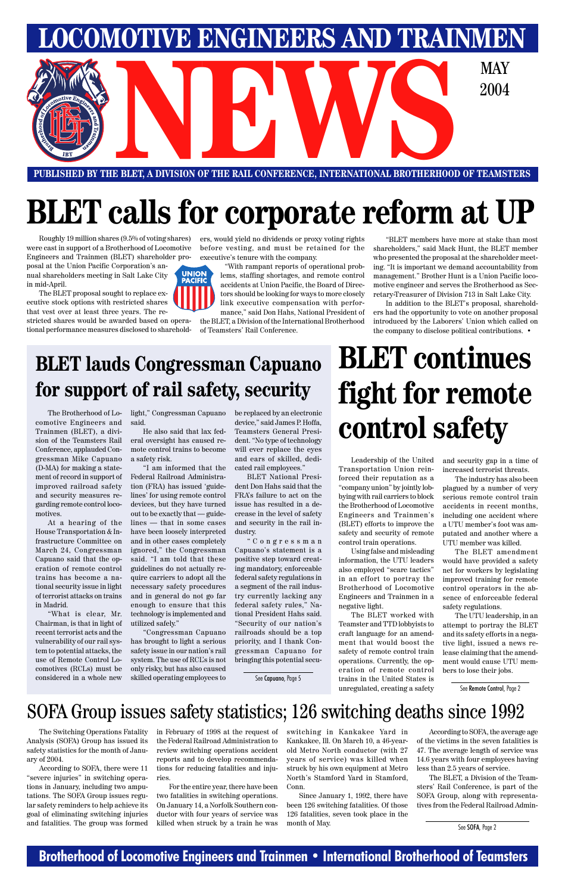# LOCOMOTIVE ENGINEERS AND TRAINMEN NEWS

MAY 2004

PUBLISHED BY THE BLET, A DIVISION OF THE RAIL CONFERENCE, INTERNATIONAL BROTHERHOOD OF TEAMSTERS

# BLET calls for corporate reform at UP

Roughly 19 million shares (9.5% of voting shares) were cast in support of a Brotherhood of Locomotive Engineers and Trainmen (BLET) shareholder proposal at the Union Pacific Corporation's annual shareholders meeting in Salt Lake City in mid-April.

The BLET proposal sought to replace executive stock options with restricted shares that vest over at least three years. The restricted shares would be awarded based on operational performance measures disclosed to shareholders, would yield no dividends or proxy voting rights before vesting, and must be retained for the executive's tenure with the company.

"With rampant reports of operational problems, staffing shortages, and remote control accidents at Union Pacific, the Board of Directors should be looking for ways to more closely link executive compensation with performance," said Don Hahs, National President of the BLET, a Division of the International Brotherhood of Teamsters' Rail Conference.

"BLET members have more at stake than most shareholders," said Mack Hunt, the BLET member who presented the proposal at the shareholder meeting. "It is important we demand accountability from management." Brother Hunt is a Union Pacific locomotive engineer and serves the Brotherhood as Secretary-Treasurer of Division 713 in Salt Lake City.

In addition to the BLET's proposal, shareholders had the opportunity to vote on another proposal introduced by the Laborers' Union which called on the company to disclose political contributions. •

## BLET lauds Congressman Capuano for support of rail safety, security

The Brotherhood of Locomotive Engineers and Trainmen (BLET), a division of the Teamsters Rail Conference, applauded Congressman Mike Capuano (D-MA) for making a statement of record in support of improved railroad safety and security measures regarding remote control locomotives.

At a hearing of the House Transportation & Infrastructure Committee on March 24, Congressman Capuano said that the operation of remote control trains has become a national security issue in light of terrorist attacks on trains in Madrid.

"What is clear, Mr. Chairman, is that in light of recent terrorist acts and the vulnerability of our rail system to potential attacks, the use of Remote Control Locomotives (RCLs) must be considered in a whole new light," Congressman Capuano said.

He also said that lax federal oversight has caused remote control trains to become a safety risk.

"I am informed that the Federal Railroad Administration (FRA) has issued 'guidelines' for using remote control devices, but they have turned out to be exactly that — guidelines — that in some cases have been loosely interpreted and in other cases completely ignored," the Congressman said. "I am told that these guidelines do not actually require carriers to adopt all the necessary safety procedures and in general do not go far enough to ensure that this technology is implemented and utilized safely."

"Congressman Capuano has brought to light a serious safety issue in our nation's rail system. The use of RCLs is not only risky, but has also caused skilled operating employees to be replaced by an electronic device," said James P. Hoffa, Teamsters General President. "No type of technology will ever replace the eyes and ears of skilled, dedicated rail employees."

BLET National President Don Hahs said that the FRA's failure to act on the issue has resulted in a decrease in the level of safety and security in the rail industry.

"Congressman Capuano's statement is a positive step toward creating mandatory, enforceable federal safety regulations in a segment of the rail industry currently lacking any federal safety rules," National President Hahs said. "Security of our nation's railroads should be a top priority, and I thank Congressman Capuano for bringing this potential secu-

See Capuano, Page 5

# BLET continues fight for remote control safety

Leadership of the United Transportation Union reinforced their reputation as a "company union" by jointly lobbying with rail carriers to block the Brotherhood of Locomotive Engineers and Trainmen's (BLET) efforts to improve the safety and security of remote control train operations.

Using false and misleading information, the UTU leaders also employed "scare tactics" in an effort to portray the Brotherhood of Locomotive Engineers and Trainmen in a negative light.

The BLET worked with Teamster and TTD lobbyists to craft language for an amendment that would boost the safety of remote control train operations. Currently, the operation of remote control trains in the United States is unregulated, creating a safety and security gap in a time of increased terrorist threats.

The industry has also been plagued by a number of very serious remote control train accidents in recent months, including one accident where a UTU member's foot was amputated and another where a UTU member was killed.

The BLET amendment would have provided a safety net for workers by legislating improved training for remote control operators in the absence of enforceable federal safety regulations.

The UTU leadership, in an attempt to portray the BLET and its safety efforts in a negative light, issued a news release claiming that the amendment would cause UTU members to lose their jobs.

See Remote Control, Page 2

## SOFA Group issues safety statistics; 126 switching deaths since 1992

The Switching Operations Fatality Analysis (SOFA) Group has issued its safety statistics for the month of January of 2004.

According to SOFA, there were 11 "severe injuries" in switching operations in January, including two amputations. The SOFA Group issues regular safety reminders to help achieve its goal of eliminating switching injuries and fatalities. The group was formed in February of 1998 at the request of the Federal Railroad Administration to review switching operations accident reports and to develop recommendations for reducing fatalities and injuries.

For the entire year, there have been two fatalities in switching operations. On January 14, a Norfolk Southern conductor with four years of service was killed when struck by a train he was switching in Kankakee Yard in Kankakee, Ill. On March 10, a 46-year-old Metro North conductor (with 27 years of service) was killed when struck by his own equipment at Metro North's Stamford Yard in Stamford, Conn.

Since January 1, 1992, there have been 126 switching fatalities. Of those 126 fatalities, seven took place in the month of May.

According to SOFA, the average age of the victims in the seven fatalities is 47. The average length of service was 14.6 years with four employees having less than 2.5 years of service.

The BLET, a Division of the Teamsters' Rail Conference, is part of the SOFA Group, along with representatives from the Federal Railroad Admin-

See SOFA, Page 2

Brotherhood of Locomotive Engineers and Trainmen • International Brotherhood of Teamsters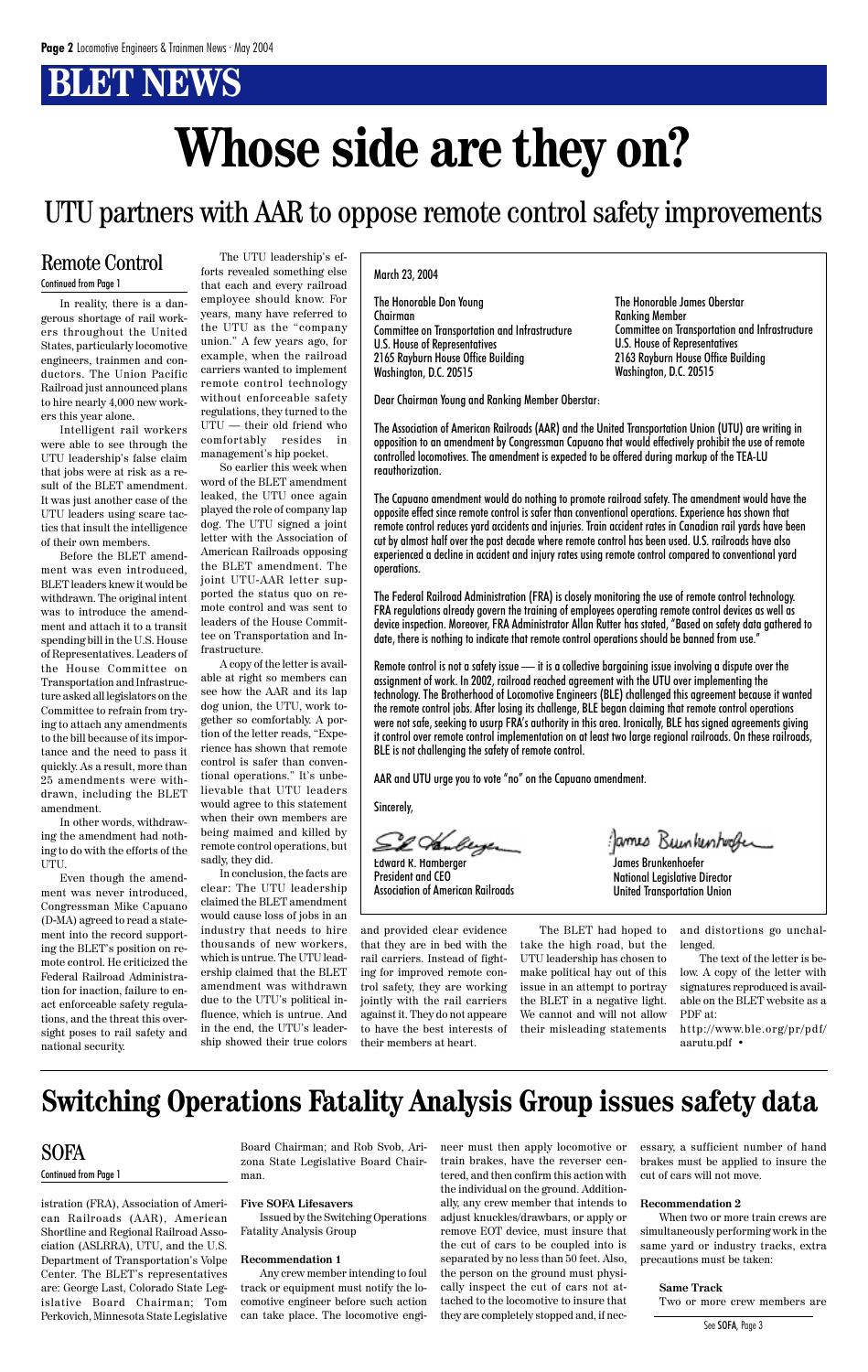# BLET NEWS

# Whose side are they on?

## UTU partners with AAR to oppose remote control safety improvements

### Remote Control

Continued from Page 1

In reality, there is a dangerous shortage of rail workers throughout the United States, particularly locomotive engineers, trainmen and conductors. The Union Pacific Railroad just announced plans to hire nearly 4,000 new workers this year alone.

Intelligent rail workers were able to see through the UTU leadership's false claim that jobs were at risk as a result of the BLET amendment. It was just another case of the UTU leaders using scare tactics that insult the intelligence of their own members.

Before the BLET amendment was even introduced, BLET leaders knew it would be withdrawn. The original intent was to introduce the amendment and attach it to a transit spending bill in the U.S. House of Representatives. Leaders of the House Committee on Transportation and Infrastructure asked all legislators on the Committee to refrain from trying to attach any amendments to the bill because of its importance and the need to pass it quickly. As a result, more than 25 amendments were withdrawn, including the BLET amendment.

In other words, withdrawing the amendment had nothing to do with the efforts of the UTU.

Even though the amendment was never introduced, Congressman Mike Capuano (D-MA) agreed to read a statement into the record supporting the BLET's position on remote control. He criticized the Federal Railroad Administration for inaction, failure to enact enforceable safety regulations, and the threat this oversight poses to rail safety and national security.

The UTU leadership's efforts revealed something else that each and every railroad employee should know. For years, many have referred to the UTU as the "company union." A few years ago, for example, when the railroad carriers wanted to implement remote control technology without enforceable safety regulations, they turned to the UTU — their old friend who comfortably resides in management's hip pocket.

So earlier this week when word of the BLET amendment leaked, the UTU once again played the role of company lap dog. The UTU signed a joint letter with the Association of American Railroads opposing the BLET amendment. The joint UTU-AAR letter supported the status quo on remote control and was sent to leaders of the House Committee on Transportation and Infrastructure.

A copy of the letter is available at right so members can see how the AAR and its lap dog union, the UTU, work together so comfortably. A portion of the letter reads, "Experience has shown that remote control is safer than conventional operations." It's unbelievable that UTU leaders would agree to this statement when their own members are being maimed and killed by remote control operations, but sadly, they did.

In conclusion, the facts are clear: The UTU leadership claimed the BLET amendment would cause loss of jobs in an industry that needs to hire thousands of new workers, which is untrue. The UTU leadership claimed that the BLET amendment was withdrawn due to the UTU's political influence, which is untrue. And in the end, the UTU's leadership showed their true colors and provided clear evidence that they are in bed with the rail carriers. Instead of fighting for improved remote control safety, they are working jointly with the rail carriers against it. They do not appeare to have the best interests of their members at heart.

The BLET had hoped to take the high road, but the UTU leadership has chosen to make political hay out of this issue in an attempt to portray the BLET in a negative light. We cannot and will not allow their misleading statements and distortions go unchallenged.

The text of the letter is below. A copy of the letter with signatures reproduced is available on the BLET website as a PDF at:

http://www.ble.org/pr/pdf/aarutu.pdf •

---

March 23, 2004

The Honorable Don Young
Chairman
Committee on Transportation and Infrastructure
U.S. House of Representatives
2165 Rayburn House Office Building
Washington, D.C. 20515

The Honorable James Oberstar
Ranking Member
Committee on Transportation and Infrastructure
U.S. House of Representatives
2163 Rayburn House Office Building
Washington, D.C. 20515

Dear Chairman Young and Ranking Member Oberstar:

The Association of American Railroads (AAR) and the United Transportation Union (UTU) are writing in opposition to an amendment by Congressman Capuano that would effectively prohibit the use of remote controlled locomotives. The amendment is expected to be offered during markup of the TEA-LU reauthorization.

The Capuano amendment would do nothing to promote railroad safety. The amendment would have the opposite effect since remote control is safer than conventional operations. Experience has shown that remote control reduces yard accidents and injuries. Train accident rates in Canadian rail yards have been cut by almost half over the past decade where remote control has been used. U.S. railroads have also experienced a decline in accident and injury rates using remote control compared to conventional yard operations.

The Federal Railroad Administration (FRA) is closely monitoring the use of remote control technology. FRA regulations already govern the training of employees operating remote control devices as well as device inspection. Moreover, FRA Administrator Allan Rutter has stated, "Based on safety data gathered to date, there is nothing to indicate that remote control operations should be banned from use."

Remote control is not a safety issue — it is a collective bargaining issue involving a dispute over the assignment of work. In 2002, railroad reached agreement with the UTU over implementing the technology. The Brotherhood of Locomotive Engineers (BLE) challenged this agreement because it wanted the remote control jobs. After losing its challenge, BLE began claiming that remote control operations were not safe, seeking to usurp FRA's authority in this area. Ironically, BLE has signed agreements giving it control over remote control implementation on at least two large regional railroads. On these railroads, BLE is not challenging the safety of remote control.

AAR and UTU urge you to vote "no" on the Capuano amendment.

Sincerely,

Edward K. Hamberger
President and CEO
Association of American Railroads

James Brunkenhoefer
National Legislative Director
United Transportation Union

---

# Switching Operations Fatality Analysis Group issues safety data

### SOFA

Continued from Page 1

istration (FRA), Association of American Railroads (AAR), American Shortline and Regional Railroad Association (ASLRRA), UTU, and the U.S. Department of Transportation's Volpe Center. The BLET's representatives are: George Last, Colorado State Legislative Board Chairman; Tom Perkovich, Minnesota State Legislative Board Chairman; and Rob Svob, Arizona State Legislative Board Chairman.

**Five SOFA Lifesavers**

Issued by the Switching Operations Fatality Analysis Group

**Recommendation 1**

Any crew member intending to foul track or equipment must notify the locomotive engineer before such action can take place. The locomotive engineer must then apply locomotive or train brakes, have the reverser centered, and then confirm this action with the individual on the ground. Additionally, any crew member that intends to adjust knuckles/drawbars, or apply or remove EOT device, must insure that the cut of cars to be coupled into is separated by no less than 50 feet. Also, the person on the ground must physically inspect the cut of cars not attached to the locomotive to insure that they are completely stopped and, if necessary, a sufficient number of hand brakes must be applied to insure the cut of cars will not move.

**Recommendation 2**

When two or more train crews are simultaneously performing work in the same yard or industry tracks, extra precautions must be taken:

**Same Track**

Two or more crew members are

See SOFA, Page 3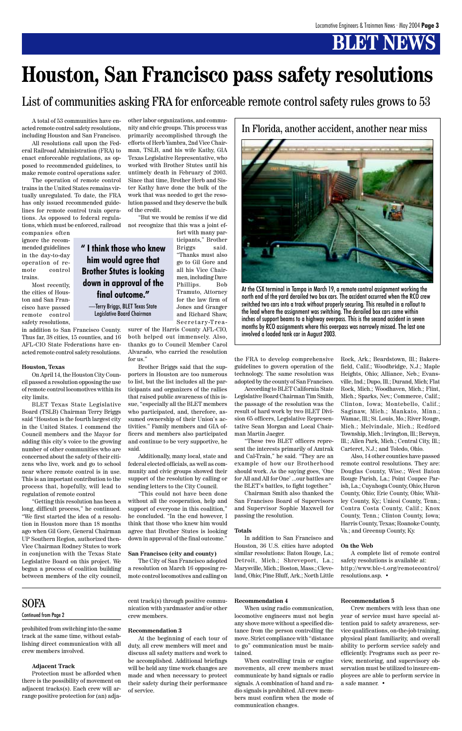# BLET NEWS

# Houston, San Francisco pass safety resolutions

## List of communities asking FRA for enforceable remote control safety rules grows to 53

A total of 53 communities have enacted remote control safety resolutions, including Houston and San Francisco.

All resolutions call upon the Federal Railroad Administration (FRA) to enact enforceable regulations, as opposed to recommended guidelines, to make remote control operations safer.

The operation of remote control trains in the United States remains virtually unregulated. To date, the FRA has only issued recommended guidelines for remote control train operations. As opposed to federal regulations, which must be enforced, railroad companies often ignore the recommended guidelines in the day-to-day operation of remote control trains.

Most recently, the cities of Houston and San Francisco have passed remote control safety resolutions, in addition to San Francisco County. Thus far, 38 cities, 15 counties, and 16 AFL-CIO State Federations have enacted remote control safety resolutions.

### Houston, Texas

On April 14, the Houston City Council passed a resolution opposing the use of remote control locomotives within its city limits.

BLET Texas State Legislative Board (TSLB) Chairman Terry Briggs said "Houston is the fourth largest city in the United States. I commend the Council members and the Mayor for adding this city's voice to the growing number of other communities who are concerned about the safety of their citizens who live, work and go to school near where remote control is in use. This is an important contribution to the process that, hopefully, will lead to regulation of remote control

"Getting this resolution has been a long, difficult process," he continued. "We first started the idea of a resolution in Houston more than 18 months ago when Gil Gore, General Chairman UP Southern Region, authorized then-Vice Chairman Rodney Stutes to work in conjunction with the Texas State Legislative Board on this project. We began a process of coalition building between members of the city council, other labor organizations, and community and civic groups. This process was primarily accomplished through the efforts of Herb Yambra, 2nd Vice Chairman, TSLB, and his wife Kathy, GIA Texas Legislative Representative, who worked with Brother Stutes until his untimely death in February of 2003. Since that time, Brother Herb and Sister Kathy have done the bulk of the work that was needed to get the resolution passed and they deserve the bulk of the credit.

"But we would be remiss if we did not recognize that this was a joint effort with many participants," Brother Briggs said. "Thanks must also go to Gil Gore and all his Vice Chairmen, including Dave Phillips. Bob Tramuto, Attorney for the law firm of Jones and Granger and Richard Shaw, Secretary-Treasurer of the Harris County AFL-CIO, both helped out immensely. Also, thanks go to Council Member Carol Alvarado, who carried the resolution for us."

> **"I think those who knew him would agree that Brother Stutes is looking down in approval of the final outcome."**
>
> —Terry Briggs, BLET Texas State Legislative Board Chairman

Brother Briggs said that the supporters in Houston are too numerous to list, but the list includes all the participants and organizers of the rallies that raised public awareness of this issue, "especially all the BLET members who participated, and, therefore, assumed ownership of their Union's activities." Family members and GIA officers and members also participated and continue to be very supportive, he said.

Additionally, many local, state and federal elected officials, as well as community and civic groups showed their support of the resolution by calling or sending letters to the City Council.

"This could not have been done without all the cooperation, help and support of everyone in this coalition," he concluded. "In the end however, I think that those who knew him would agree that Brother Stutes is looking down in approval of the final outcome."

### San Francisco (city and county)

The City of San Francisco adopted a resolution on March 16 opposing remote control locomotives and calling on the FRA to develop comprehensive guidelines to govern operation of the technology. The same resolution was adopted by the county of San Francisco.

According to BLET California State Legislative Board Chairman Tim Smith, the passage of the resolution was the result of hard work by two BLET Division 65 officers, Legislative Representative Sean Morgan and Local Chairman Martin Jaeger.

"These two BLET officers represent the interests primarily of Amtrak and Cal-Train," he said. "They are an example of how our Brotherhood should work. As the saying goes, 'One for All and All for One' ...our battles are the BLET's battles, to fight together."

Chairman Smith also thanked the San Francisco Board of Supervisors and Supervisor Sophie Maxwell for passing the resolution.

### Totals

In addition to San Francisco and Houston, 36 U.S. cities have adopted similar resolutions: Baton Rouge, La.; Detroit, Mich.; Shreveport, La.; Marysville, Mich.; Boston, Mass.; Cleveland, Ohio; Pine Bluff, Ark.; North Little Rock, Ark.; Beardstown, Ill.; Bakersfield, Calif.; Woodbridge, N.J.; Maple Heights, Ohio; Alliance, Neb.; Evansville, Ind.; Dupo, Ill.; Durand, Mich; Flat Rock, Mich.; Woodhaven, Mich.; Flint, Mich.; Sparks, Nev.; Commerce, Calif.; Clinton, Iowa; Montebello, Calif.; Saginaw, Mich.; Mankato, Minn.; Wamac, Ill.; St. Louis, Mo.; River Rouge, Mich.; Melvindale, Mich.; Redford Township, Mich.; Irvington, Ill.; Berwyn, Ill.; Allen Park, Mich.; Central City, Ill.; Carteret, N.J.; and Toledo, Ohio.

Also, 14 other counties have passed remote control resolutions. They are: Douglas County, Wisc.; West Baton Rouge Parish, La.; Point Coupee Parish, La.; Cuyahoga County, Ohio; Huron County, Ohio; Erie County, Ohio; Whitley County, Ky.; Unicoi County, Tenn.; Contra Costa County, Calif.; Knox County, Tenn.; Clinton County, Iowa; Harris County, Texas; Roanoke County, Va.; and Greenup County, Ky.

### On the Web

A complete list of remote control safety resolutions is available at: http://www.ble-t.org/remotecontrol/resolutions.asp. •

## In Florida, another accident, another near miss

At the CSX terminal in Tampa in March 19, a remote control assignment working the north end of the yard derailed two box cars. The accident occurred when the RCO crew switched two cars into a track without properly securing. This resulted in a rollout to the lead where the assignment was switching. The derailed box cars came within inches of support beams to a highway overpass. This is the second accident in seven months by RCO assignments where this overpass was narrowly missed. The last one involved a loaded tank car in August 2003.

---

## SOFA

*Continued from Page 2*

prohibited from switching into the same track at the same time, without establishing direct communication with all crew members involved.

#### Adjacent Track

Protection must be afforded when there is the possibility of movement on adjacent tracks(s). Each crew will arrange positive protection for (an) adjacent track(s) through positive communication with yardmaster and/or other crew members.

#### Recommendation 3

At the beginning of each tour of duty, all crew members will meet and discuss all safety matters and work to be accomplished. Additional briefings will be held any time work changes are made and when necessary to protect their safety during their performance of service.

#### Recommendation 4

When using radio communication, locomotive engineers must not begin any shove move without a specified distance from the person controlling the move. Strict compliance with "distance to go" communication must be maintained.

When controlling train or engine movements, all crew members must communicate by hand signals or radio signals. A combination of hand and radio signals is prohibited. All crew members must confirm when the mode of communication changes.

#### Recommendation 5

Crew members with less than one year of service must have special attention paid to safety awareness, service qualifications, on-the-job training, physical plant familiarity, and overall ability to perform service safely and efficiently. Programs such as peer review, mentoring, and supervisory observation must be utilized to insure employees are able to perform service in a safe manner. •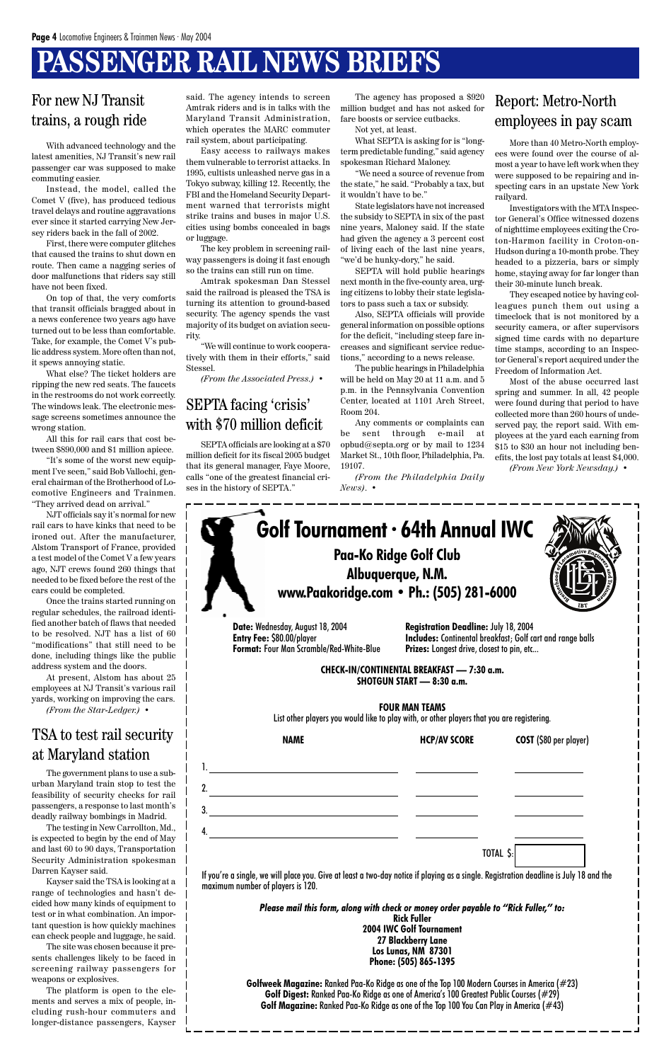# PASSENGER RAIL NEWS BRIEFS

## For new NJ Transit trains, a rough ride

With advanced technology and the latest amenities, NJ Transit's new rail passenger car was supposed to make commuting easier.

Instead, the model, called the Comet V (five), has produced tedious travel delays and routine aggravations ever since it started carrying New Jersey riders back in the fall of 2002.

First, there were computer glitches that caused the trains to shut down en route. Then came a nagging series of door malfunctions that riders say still have not been fixed.

On top of that, the very comforts that transit officials bragged about in a news conference two years ago have turned out to be less than comfortable. Take, for example, the Comet V's public address system. More often than not, it spews annoying static.

What else? The ticket holders are ripping the new red seats. The faucets in the restrooms do not work correctly. The windows leak. The electronic message screens sometimes announce the wrong station.

All this for rail cars that cost between $890,000 and $1 million apiece.

"It's some of the worst new equipment I've seen," said Bob Vallochi, general chairman of the Brotherhood of Locomotive Engineers and Trainmen. "They arrived dead on arrival."

NJT officials say it's normal for new rail cars to have kinks that need to be ironed out. After the manufacturer, Alstom Transport of France, provided a test model of the Comet V a few years ago, NJT crews found 260 things that needed to be fixed before the rest of the cars could be completed.

Once the trains started running on regular schedules, the railroad identified another batch of flaws that needed to be resolved. NJT has a list of 60 "modifications" that still need to be done, including things like the public address system and the doors.

At present, Alstom has about 25 employees at NJ Transit's various rail yards, working on improving the cars.

*(From the Star-Ledger.)* •

## TSA to test rail security at Maryland station

The government plans to use a suburban Maryland train stop to test the feasibility of security checks for rail passengers, a response to last month's deadly railway bombings in Madrid.

The testing in New Carrollton, Md., is expected to begin by the end of May and last 60 to 90 days, Transportation Security Administration spokesman Darren Kayser said.

Kayser said the TSA is looking at a range of technologies and hasn't decided how many kinds of equipment to test or in what combination. An important question is how quickly machines can check people and luggage, he said.

The site was chosen because it presents challenges likely to be faced in screening railway passengers for weapons or explosives.

The platform is open to the elements and serves a mix of people, including rush-hour commuters and longer-distance passengers, Kayser said. The agency intends to screen Amtrak riders and is in talks with the Maryland Transit Administration, which operates the MARC commuter rail system, about participating.

Easy access to railways makes them vulnerable to terrorist attacks. In 1995, cultists unleashed nerve gas in a Tokyo subway, killing 12. Recently, the FBI and the Homeland Security Department warned that terrorists might strike trains and buses in major U.S. cities using bombs concealed in bags or luggage.

The key problem in screening railway passengers is doing it fast enough so the trains can still run on time.

Amtrak spokesman Dan Stessel said the railroad is pleased the TSA is turning its attention to ground-based security. The agency spends the vast majority of its budget on aviation security.

"We will continue to work cooperatively with them in their efforts," said Stessel.

*(From the Associated Press.)* •

## SEPTA facing 'crisis' with $70 million deficit

SEPTA officials are looking at a $70 million deficit for its fiscal 2005 budget that its general manager, Faye Moore, calls "one of the greatest financial crises in the history of SEPTA."

The agency has proposed a $920 million budget and has not asked for fare boosts or service cutbacks.

Not yet, at least.

What SEPTA is asking for is "long-term predictable funding," said agency spokesman Richard Maloney.

"We need a source of revenue from the state," he said. "Probably a tax, but it wouldn't have to be."

State legislators have not increased the subsidy to SEPTA in six of the past nine years, Maloney said. If the state had given the agency a 3 percent cost of living each of the last nine years, "we'd be hunky-dory," he said.

SEPTA will hold public hearings next month in the five-county area, urging citizens to lobby their state legislators to pass such a tax or subsidy.

Also, SEPTA officials will provide general information on possible options for the deficit, "including steep fare increases and significant service reductions," according to a news release.

The public hearings in Philadelphia will be held on May 20 at 11 a.m. and 5 p.m. in the Pennsylvania Convention Center, located at 1101 Arch Street, Room 204.

Any comments or complaints can be sent through e-mail at opbud@septa.org or by mail to 1234 Market St., 10th floor, Philadelphia, Pa. 19107.

*(From the Philadelphia Daily News).* •

## Report: Metro-North employees in pay scam

More than 40 Metro-North employees were found over the course of almost a year to have left work when they were supposed to be repairing and inspecting cars in an upstate New York railyard.

Investigators with the MTA Inspector General's Office witnessed dozens of nighttime employees exiting the Croton-Harmon facility in Croton-on-Hudson during a 10-month probe. They headed to a pizzeria, bars or simply home, staying away for far longer than their 30-minute lunch break.

They escaped notice by having colleagues punch them out using a timeclock that is not monitored by a security camera, or after supervisors signed time cards with no departure time stamps, according to an Inspector General's report acquired under the Freedom of Information Act.

Most of the abuse occurred last spring and summer. In all, 42 people were found during that period to have collected more than 260 hours of undeserved pay, the report said. With employees at the yard each earning from $15 to $30 an hour not including benefits, the lost pay totals at least $4,000.

*(From New York Newsday.)* •

---

## Golf Tournament · 64th Annual IWC

**Paa-Ko Ridge Golf Club**
**Albuquerque, N.M.**
**www.Paakoridge.com • Ph.: (505) 281-6000**

**Date:** Wednesday, August 18, 2004
**Entry Fee:** $80.00/player
**Format:** Four Man Scramble/Red-White-Blue

**Registration Deadline:** July 18, 2004
**Includes:** Continental breakfast; Golf cart and range balls
**Prizes:** Longest drive, closest to pin, etc...

**CHECK-IN/CONTINENTAL BREAKFAST — 7:30 a.m.**
**SHOTGUN START — 8:30 a.m.**

**FOUR MAN TEAMS**
List other players you would like to play with, or other players that you are registering.

| | NAME | HCP/AV SCORE | COST ($80 per player) |
|---|---|---|---|
| 1. | | | |
| 2. | | | |
| 3. | | | |
| 4. | | | |
| | | TOTAL $: | |

If you're a single, we will place you. Give at least a two-day notice if playing as a single. Registration deadline is July 18 and the maximum number of players is 120.

***Please mail this form, along with check or money order payable to "Rick Fuller," to:***
**Rick Fuller**
**2004 IWC Golf Tournament**
**27 Blackberry Lane**
**Los Lunas, NM 87301**
**Phone: (505) 865-1395**

**Golfweek Magazine:** Ranked Paa-Ko Ridge as one of the Top 100 Modern Courses in America (#23)
**Golf Digest:** Ranked Paa-Ko Ridge as one of America's 100 Greatest Public Courses (#29)
**Golf Magazine:** Ranked Paa-Ko Ridge as one of the Top 100 You Can Play in America (#43)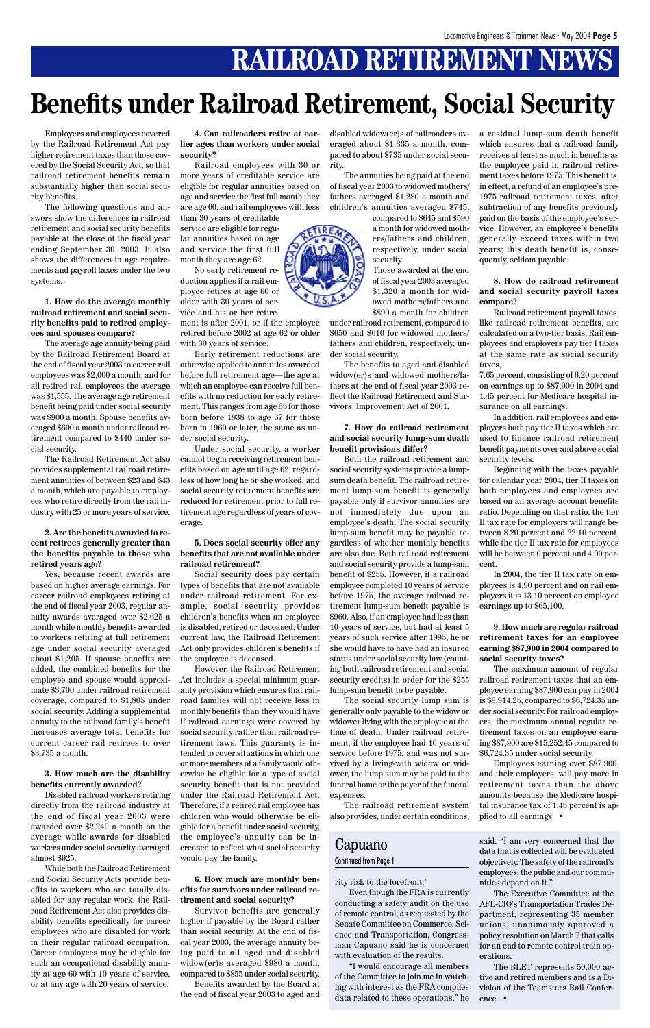# RAILROAD RETIREMENT NEWS

# Benefits under Railroad Retirement, Social Security

Employers and employees covered by the Railroad Retirement Act pay higher retirement taxes than those covered by the Social Security Act, so that railroad retirement benefits remain substantially higher than social security benefits.

The following questions and answers show the differences in railroad retirement and social security benefits payable at the close of the fiscal year ending September 30, 2003. It also shows the differences in age requirements and payroll taxes under the two systems.

**1. How do the average monthly railroad retirement and social security benefits paid to retired employees and spouses compare?**

The average age annuity being paid by the Railroad Retirement Board at the end of fiscal year 2003 to career rail employees was $2,000 a month, and for all retired rail employees the average was $1,555. The average age retirement benefit being paid under social security was $900 a month. Spouse benefits averaged $600 a month under railroad retirement compared to $440 under social security.

The Railroad Retirement Act also provides supplemental railroad retirement annuities of between $23 and $43 a month, which are payable to employees who retire directly from the rail industry with 25 or more years of service.

**2. Are the benefits awarded to recent retirees generally greater than the benefits payable to those who retired years ago?**

Yes, because recent awards are based on higher average earnings. For career railroad employees retiring at the end of fiscal year 2003, regular annuity awards averaged over $2,625 a month while monthly benefits awarded to workers retiring at full retirement age under social security averaged about $1,205. If spouse benefits are added, the combined benefits for the employee and spouse would approximate $3,700 under railroad retirement coverage, compared to $1,805 under social security. Adding a supplemental annuity to the railroad family's benefit increases average total benefits for current career rail retirees to over $3,735 a month.

**3. How much are the disability benefits currently awarded?**

Disabled railroad workers retiring directly from the railroad industry at the end of fiscal year 2003 were awarded over $2,240 a month on the average while awards for disabled workers under social security averaged almost $925.

While both the Railroad Retirement and Social Security Acts provide benefits to workers who are totally disabled for any regular work, the Railroad Retirement Act also provides disability benefits specifically for career employees who are disabled for work in their regular railroad occupation. Career employees may be eligible for such an occupational disability annuity at age 60 with 10 years of service, or at any age with 20 years of service.

**4. Can railroaders retire at earlier ages than workers under social security?**

Railroad employees with 30 or more years of creditable service are eligible for regular annuities based on age and service the first full month they are age 60, and rail employees with less than 30 years of creditable service are eligible for regular annuities based on age and service the first full month they are age 62.

No early retirement reduction applies if a rail employee retires at age 60 or older with 30 years of service and his or her retirement is after 2001, or if the employee retired before 2002 at age 62 or older with 30 years of service.

Early retirement reductions are otherwise applied to annuities awarded before full retirement age—the age at which an employee can receive full benefits with no reduction for early retirement. This ranges from age 65 for those born before 1938 to age 67 for those born in 1960 or later, the same as under social security.

Under social security, a worker cannot begin receiving retirement benefits based on age until age 62, regardless of how long he or she worked, and social security retirement benefits are reduced for retirement prior to full retirement age regardless of years of coverage.

**5. Does social security offer any benefits that are not available under railroad retirement?**

Social security does pay certain types of benefits that are not available under railroad retirement. For example, social security provides children's benefits when an employee is disabled, retired or deceased. Under current law, the Railroad Retirement Act only provides children's benefits if the employee is deceased.

However, the Railroad Retirement Act includes a special minimum guaranty provision which ensures that railroad families will not receive less in monthly benefits than they would have if railroad earnings were covered by social security rather than railroad retirement laws. This guaranty is intended to cover situations in which one or more members of a family would otherwise be eligible for a type of social security benefit that is not provided under the Railroad Retirement Act. Therefore, if a retired rail employee has children who would otherwise be eligible for a benefit under social security, the employee's annuity can be increased to reflect what social security would pay the family.

**6. How much are monthly benefits for survivors under railroad retirement and social security?**

Survivor benefits are generally higher if payable by the Board rather than social security. At the end of fiscal year 2003, the average annuity being paid to all aged and disabled widow(er)s averaged $980 a month, compared to $855 under social security.

Benefits awarded by the Board at the end of fiscal year 2003 to aged and disabled widow(er)s of railroaders averaged about $1,335 a month, compared to about $735 under social security.

The annuities being paid at the end of fiscal year 2003 to widowed mothers/fathers averaged $1,280 a month and children's annuities averaged $745, compared to $645 and $590 a month for widowed mothers/fathers and children, respectively, under social security.

Those awarded at the end of fiscal year 2003 averaged $1,320 a month for widowed mothers/fathers and $890 a month for children under railroad retirement, compared to $650 and $610 for widowed mothers/fathers and children, respectively, under social security.

The benefits to aged and disabled widow(er)s and widowed mothers/fathers at the end of fiscal year 2003 reflect the Railroad Retirement and Survivors' Improvement Act of 2001.

**7. How do railroad retirement and social security lump-sum death benefit provisions differ?**

Both the railroad retirement and social security systems provide a lump-sum death benefit. The railroad retirement lump-sum benefit is generally payable only if survivor annuities are not immediately due upon an employee's death. The social security lump-sum benefit may be payable regardless of whether monthly benefits are also due. Both railroad retirement and social security provide a lump-sum benefit of $255. However, if a railroad employee completed 10 years of service before 1975, the average railroad retirement lump-sum benefit payable is $960. Also, if an employee had less than 10 years of service, but had at least 5 years of such service after 1995, he or she would have to have had an insured status under social security law (counting both railroad retirement and social security credits) in order for the $255 lump-sum benefit to be payable.

The social security lump sum is generally only payable to the widow or widower living with the employee at the time of death. Under railroad retirement, if the employee had 10 years of service before 1975, and was not survived by a living-with widow or widower, the lump sum may be paid to the funeral home or the payer of the funeral expenses.

The railroad retirement system also provides, under certain conditions, a residual lump-sum death benefit which ensures that a railroad family receives at least as much in benefits as the employee paid in railroad retirement taxes before 1975. This benefit is, in effect, a refund of an employee's pre-1975 railroad retirement taxes, after subtraction of any benefits previously paid on the basis of the employee's service. However, an employee's benefits generally exceed taxes within two years; this death benefit is, consequently, seldom payable.

**8. How do railroad retirement and social security payroll taxes compare?**

Railroad retirement payroll taxes, like railroad retirement benefits, are calculated on a two-tier basis. Rail employees and employers pay tier I taxes at the same rate as social security taxes, 7.65 percent, consisting of 6.20 percent on earnings up to $87,900 in 2004 and 1.45 percent for Medicare hospital insurance on all earnings.

In addition, rail employees and employers both pay tier II taxes which are used to finance railroad retirement benefit payments over and above social security levels.

Beginning with the taxes payable for calendar year 2004, tier II taxes on both employers and employees are based on an average account benefits ratio. Depending on that ratio, the tier II tax rate for employers will range between 8.20 percent and 22.10 percent, while the tier II tax rate for employees will be between 0 percent and 4.90 percent.

In 2004, the tier II tax rate on employees is 4.90 percent and on rail employers it is 13.10 percent on employee earnings up to $65,100.

**9. How much are regular railroad retirement taxes for an employee earning $87,900 in 2004 compared to social security taxes?**

The maximum amount of regular railroad retirement taxes that an employee earning $87,900 can pay in 2004 is $9,914.25, compared to $6,724.35 under social security. For railroad employers, the maximum annual regular retirement taxes on an employee earning $87,900 are $15,252.45 compared to $6,724.35 under social security.

Employees earning over $87,900, and their employers, will pay more in retirement taxes than the above amounts because the Medicare hospital insurance tax of 1.45 percent is applied to all earnings. •

## Capuano

Continued from Page 1

rity risk to the forefront."

Even though the FRA is currently conducting a safety audit on the use of remote control, as requested by the Senate Committee on Commerce, Science and Transportation, Congressman Capuano said he is concerned with evaluation of the results.

"I would encourage all members of the Committee to join me in watching with interest as the FRA compiles data related to these operations," he said. "I am very concerned that the data that is collected will be evaluated objectively. The safety of the railroad's employees, the public and our communities depend on it."

The Executive Committee of the AFL-CIO's Transportation Trades Department, representing 35 member unions, unanimously approved a policy resolution on March 7 that calls for an end to remote control train operations.

The BLET represents 50,000 active and retired members and is a Division of the Teamsters Rail Conference. •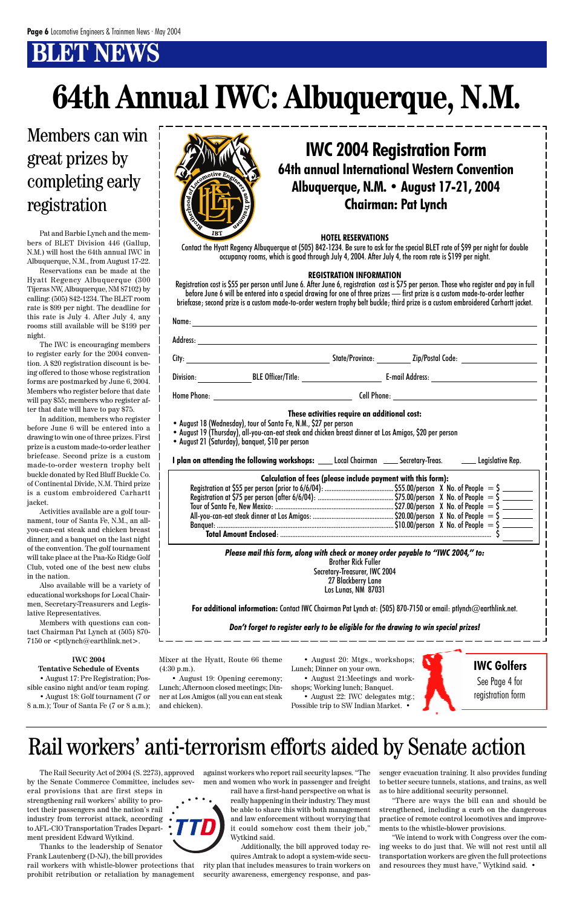# BLET NEWS

# 64th Annual IWC: Albuquerque, N.M.

## Members can win great prizes by completing early registration

Pat and Barbie Lynch and the members of BLET Division 446 (Gallup, N.M.) will host the 64th annual IWC in Albuquerque, N.M., from August 17-22.

Reservations can be made at the Hyatt Regency Albuquerque (300 Tijeras NW, Albuquerque, NM 87102) by calling: (505) 842-1234. The BLET room rate is $99 per night. The deadline for this rate is July 4. After July 4, any rooms still available will be $199 per night.

The IWC is encouraging members to register early for the 2004 convention. A $20 registration discount is being offered to those whose registration forms are postmarked by June 6, 2004. Members who register before that date will pay $55; members who register after that date will have to pay $75.

In addition, members who register before June 6 will be entered into a drawing to win one of three prizes. First prize is a custom made-to-order leather briefcase. Second prize is a custom made-to-order western trophy belt buckle donated by Red Bluff Buckle Co. of Continental Divide, N.M. Third prize is a custom embroidered Carhartt jacket.

Activities available are a golf tournament, tour of Santa Fe, N.M., an all-you-can-eat steak and chicken breast dinner, and a banquet on the last night of the convention. The golf tournament will take place at the Paa-Ko Ridge Golf Club, voted one of the best new clubs in the nation.

Also available will be a variety of educational workshops for Local Chairmen, Secretary-Treasurers and Legislative Representatives.

Members with questions can contact Chairman Pat Lynch at (505) 870-7150 or <ptlynch@earthlink.net>.

**IWC 2004**
**Tentative Schedule of Events**

• August 17: Pre Registration; Possible casino night and/or team roping.
• August 18: Golf tournament (7 or 8 a.m.); Tour of Santa Fe (7 or 8 a.m.); Mixer at the Hyatt, Route 66 theme (4:30 p.m.).
• August 19: Opening ceremony; Lunch; Afternoon closed meetings; Dinner at Los Amigos (all you can eat steak and chicken).
• August 20: Mtgs., workshops; Lunch; Dinner on your own.
• August 21: Meetings and workshops; Working lunch; Banquet.
• August 22: IWC delegates mtg.; Possible trip to SW Indian Market. •

## IWC 2004 Registration Form

### 64th annual International Western Convention
### Albuquerque, N.M. • August 17-21, 2004
### Chairman: Pat Lynch

**HOTEL RESERVATIONS**

Contact the Hyatt Regency Albuquerque at (505) 842-1234. Be sure to ask for the special BLET rate of $99 per night for double occupancy rooms, which is good through July 4, 2004. After July 4, the room rate is $199 per night.

**REGISTRATION INFORMATION**

Registration cost is $55 per person until June 6. After June 6, registration cost is $75 per person. Those who register and pay in full before June 6 will be entered into a special drawing for one of three prizes — first prize is a custom made-to-order leather briefcase; second prize is a custom made-to-order western trophy belt buckle; third prize is a custom embroidered Carhartt jacket.

Name: ____________________

Address: ____________________

City: ____________ State/Province: ________ Zip/Postal Code: ____________

Division: ________ BLE Officer/Title: ____________ E-mail Address: ____________

Home Phone: ____________ Cell Phone: ____________

**These activities require an additional cost:**

- August 18 (Wednesday), tour of Santa Fe, N.M., $27 per person
- August 19 (Thursday), all-you-can-eat steak and chicken breast dinner at Los Amigos, $20 per person
- August 21 (Saturday), banquet, $10 per person

**I plan on attending the following workshops:** ___ Local Chairman ___ Secretary-Treas. ___ Legislative Rep.

**Calculation of fees (please include payment with this form):**

| Item | Cost | | |
|---|---|---|---|
| Registration at $55 per person (prior to 6/6/04): | $55.00/person | X No. of People | = $ ______ |
| Registration at $75 per person (after 6/6/04): | $75.00/person | X No. of People | = $ ______ |
| Tour of Santa Fe, New Mexico: | $27.00/person | X No. of People | = $ ______ |
| All-you-can-eat steak dinner at Los Amigos: | $20.00/person | X No. of People | = $ ______ |
| Banquet: | $10.00/person | X No. of People | = $ ______ |
| **Total Amount Enclosed**: | | | $ ______ |

***Please mail this form, along with check or money order payable to "IWC 2004," to:***

Brother Rick Fuller
Secretary-Treasurer, IWC 2004
27 Blackberry Lane
Los Lunas, NM 87031

**For additional information:** Contact IWC Chairman Pat Lynch at: (505) 870-7150 or email: ptlynch@earthlink.net.

***Don't forget to register early to be eligible for the drawing to win special prizes!***

**IWC Golfers**
See Page 4 for registration form

# Rail workers' anti-terrorism efforts aided by Senate action

The Rail Security Act of 2004 (S. 2273), approved by the Senate Commerce Committee, includes several provisions that are first steps in strengthening rail workers' ability to protect their passengers and the nation's rail industry from terrorist attack, according to AFL-CIO Transportation Trades Department president Edward Wytkind.

Thanks to the leadership of Senator Frank Lautenberg (D-NJ), the bill provides rail workers with whistle-blower protections that prohibit retribution or retaliation by management against workers who report rail security lapses. "The men and women who work in passenger and freight rail have a first-hand perspective on what is really happening in their industry. They must be able to share this with both management and law enforcement without worrying that it could somehow cost them their job," Wytkind said.

Additionally, the bill approved today requires Amtrak to adopt a system-wide security plan that includes measures to train workers on security awareness, emergency response, and passenger evacuation training. It also provides funding to better secure tunnels, stations, and trains, as well as to hire additional security personnel.

"There are ways the bill can and should be strengthened, including a curb on the dangerous practice of remote control locomotives and improvements to the whistle-blower provisions.

"We intend to work with Congress over the coming weeks to do just that. We will not rest until all transportation workers are given the full protections and resources they must have," Wytkind said. •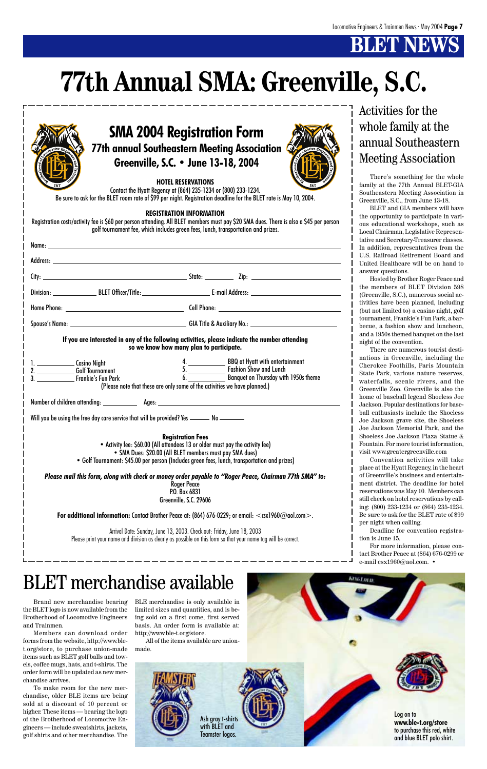# BLET NEWS

# 77th Annual SMA: Greenville, S.C.

## SMA 2004 Registration Form

### 77th annual Southeastern Meeting Association

### Greenville, S.C. • June 13-18, 2004

**HOTEL RESERVATIONS**

Contact the Hyatt Regency at (864) 235-1234 or (800) 233-1234.
Be sure to ask for the BLET room rate of $99 per night. Registration deadline for the BLET rate is May 10, 2004.

**REGISTRATION INFORMATION**

Registration costs/activity fee is $60 per person attending. All BLET members must pay $20 SMA dues. There is also a $45 per person golf tournament fee, which includes green fees, lunch, transportation and prizes.

Name: ______________________________

Address: ______________________________

City: ______________ State: ________ Zip: ____________

Division: ________ BLET Officer/Title: ______________ E-mail Address: ______________

Home Phone: ______________ Cell Phone: ______________

Spouse's Name: ______________ GIA Title & Auxiliary No.: ______________

**If you are interested in any of the following activities, please indicate the number attending so we know how many plan to participate.**

1. ________ Casino Night
2. ________ Golf Tournament
3. ________ Frankie's Fun Park
4. ________ BBQ at Hyatt with entertainment
5. ________ Fashion Show and Lunch
6. ________ Banquet on Thursday with 1950s theme

(Please note that these are only some of the activities we have planned.)

Number of children attending: ________ Ages: ______________

Will you be using the free day care service that will be provided? Yes ______ No ______

**Registration Fees**

- Activity fee: $60.00 (All attendees 13 or older must pay the activity fee)
- SMA Dues: $20.00 (All BLET members must pay SMA dues)
- Golf Tournament: $45.00 per person (Includes green fees, lunch, transportation and prizes)

***Please mail this form, along with check or money order payable to "Roger Peace, Chairman 77th SMA" to:***

Roger Peace
P.O. Box 6831
Greenville, S.C. 29606

**For additional information:** Contact Brother Peace at: (864) 676-0229; or email: <csx1960@aol.com>.

Arrival Date: Sunday, June 13, 2003. Check out: Friday, June 18, 2003
Please print your name and division as clearly as possible on this form so that your name tag will be correct.

## Activities for the whole family at the annual Southeastern Meeting Association

There's something for the whole family at the 77th Annual BLET-GIA Southeastern Meeting Association in Greenville, S.C., from June 13-18.

BLET and GIA members will have the opportunity to participate in various educational workshops, such as Local Chairman, Legislative Representative and Secretary-Treasurer classes. In addition, representatives from the U.S. Railroad Retirement Board and United Healthcare will be on hand to answer questions.

Hosted by Brother Roger Peace and the members of BLET Division 598 (Greenville, S.C.), numerous social activities have been planned, including (but not limited to) a casino night, golf tournament, Frankie's Fun Park, a barbecue, a fashion show and luncheon, and a 1950s themed banquet on the last night of the convention.

There are numerous tourist destinations in Greenville, including the Cherokee Foothills, Paris Mountain State Park, various nature reserves, waterfalls, scenic rivers, and the Greenville Zoo. Greenville is also the home of baseball legend Shoeless Joe Jackson. Popular destinations for baseball enthusiasts include the Shoeless Joe Jackson grave site, the Shoeless Joe Jackson Memorial Park, and the Shoeless Joe Jackson Plaza Statue & Fountain. For more tourist information, visit www.greatergreenville.com

Convention activities will take place at the Hyatt Regency, in the heart of Greenville's business and entertainment district. The deadline for hotel reservations was May 10. Members can still check on hotel reservations by calling: (800) 233-1234 or (864) 235-1234. Be sure to ask for the BLET rate of $99 per night when calling.

Deadline for convention registration is June 15.

For more information, please contact Brother Peace at (864) 676-0299 or e-mail csx1960@aol.com. •

# BLET merchandise available

Brand new merchandise bearing the BLET logo is now available from the Brotherhood of Locomotive Engineers and Trainmen.

Members can download order forms from the website, http://www.ble-t.org/store, to purchase union-made items such as BLET golf balls and towels, coffee mugs, hats, and t-shirts. The order form will be updated as new merchandise arrives.

To make room for the new merchandise, older BLE items are being sold at a discount of 10 percent or higher. These items — bearing the logo of the Brotherhood of Locomotive Engineers — include sweatshirts, jackets, golf shirts and other merchandise. The BLE merchandise is only available in limited sizes and quantities, and is being sold on a first come, first served basis. An order form is available at: http://www.ble-t.org/store.

All of the items available are union-made.

Ash gray t-shirts with BLET and Teamster logos.

Log on to **www.ble-t.org/store** to purchase this red, white and blue BLET polo shirt.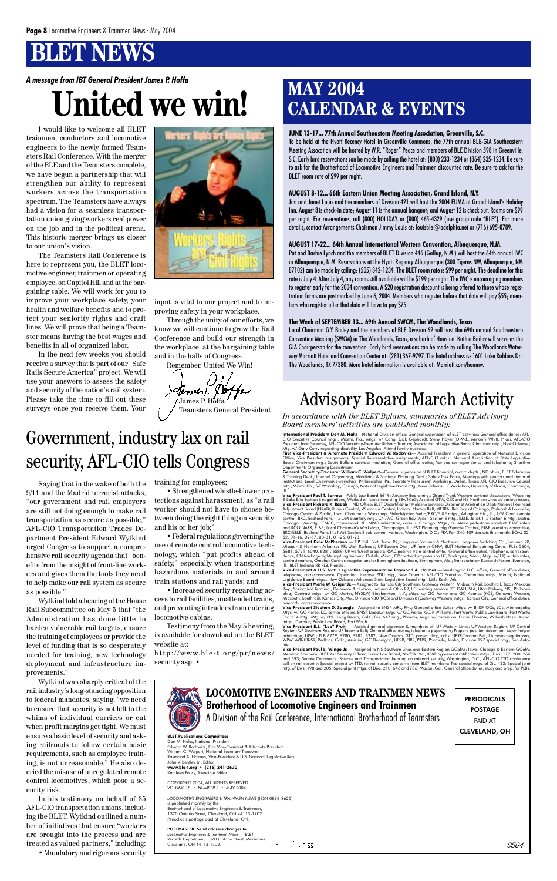# BLET NEWS

*A message from IBT General President James P. Hoffa*

# United we win!

I would like to welcome all BLET trainmen, conductors and locomotive engineers to the newly formed Teamsters Rail Conference. With the merger of the BLE and the Teamsters complete, we have begun a partnership that will strengthen our ability to represent workers across the transportation spectrum. The Teamsters have always had a vision for a seamless transportation union giving workers real power on the job and in the political arena. This historic merger brings us closer to our union's vision.

The Teamsters Rail Conference is here to represent you, the BLET locomotive engineer, trainmen or operating employee, on Capitol Hill and at the bargaining table. We will work for you to improve your workplace safety, your health and welfare benefits and to protect your seniority rights and craft lines. We will prove that being a Teamster means having the best wages and benefits in all of organized labor.

In the next few weeks you should receive a survey that is part of our "Safe Rails Secure America" project. We will use your answers to assess the safety and security of the nation's rail system. Please take the time to fill out these surveys once you receive them. Your input is vital to our project and to improving safety in your workplace.

Through the unity of our efforts, we know we will continue to grow the Rail Conference and build our strength in the workplace, at the bargaining table and in the halls of Congress.

Remember, United We Win!

James P. Hoffa
Teamsters General President

# Government, industry lax on rail security, AFL-CIO tells Congress

Saying that in the wake of both the 9/11 and the Madrid terrorist attacks, "our government and rail employers are still not doing enough to make rail transportation as secure as possible," AFL-CIO Transportation Trades Department President Edward Wytkind urged Congress to support a comprehensive rail security agenda that "benefits from the insight of front-line workers and gives them the tools they need to help make our rail system as secure as possible."

Wytkind told a hearing of the House Rail Subcommittee on May 5 that "the Administration has done little to harden vulnerable rail targets, ensure the training of employees or provide the level of funding that is so desperately needed for training, new technology deployment and infrastructure improvements."

Wytkind was sharply critical of the rail industry's long-standing opposition to federal mandates, saying, "we need to ensure that security is not left to the whims of individual carriers or cut when profit margins get tight. We must ensure a basic level of security and asking railroads to follow certain basic requirements, such as employee training, is not unreasonable." He also decried the misuse of unregulated remote control locomotives, which pose a security risk.

In his testimony on behalf of 35 AFL-CIO transportation unions, including the BLET, Wytkind outlined a number of initiatives that ensure "workers are brought into the process and are treated as valued partners," including:

- Mandatory and rigorous security training for employees;
- Strengthened whistle-blower protections against harassment, as "a rail worker should not have to choose between doing the right thing on security and his or her job;"
- Federal regulations governing the use of remote control locomotive technology, which "put profits ahead of safety," especially when transporting hazardous materials in and around train stations and rail yards; and
- Increased security regarding access to rail facilities, unattended trains, and preventing intruders from entering locomotive cabins.

Testimony from the May 5 hearing, is available for download on the BLET website at:

http://www.ble-t.org/pr/news/security.asp •

# MAY 2004 CALENDAR & EVENTS

**JUNE 13-17... 77th Annual Southeastern Meeting Association, Greenville, S.C.**

To be held at the Hyatt Recency Hotel in Greenville Commons, the 77th annual BLE-GIA Southeastern Meeting Assocation will be hosted by W.R. "Roger" Peace and members of BLE Division 598 in Greenville, S.C. Early bird reservations can be made by calling the hotel at: (800) 233-1234 or (864) 235-1234. Be sure to ask for the Brotherhood of Locomotive Engineers and Trainmen discounted rate. Be sure to ask for the BLET room rate of $99 per night.

**AUGUST 8-12... 66th Eastern Union Meeting Association, Grand Island, N.Y.**

Jim and Janet Louis and the members of Division 421 will host the 2004 EUMA at Grand Island's Holiday Inn. August 8 is check-in date; August 11 is the annual banquet; and August 12 is check out. Rooms are $99 per night. For reservations, call (800) HOLIDAY, or (800) 465-4329 (use group code "BLE"). For more details, contact Arrangements Chairman Jimmy Louis at: louisble@adelphia.net or (716) 695-0789.

**AUGUST 17-22... 64th Annual International Western Convention, Albuquerque, N.M.**

Pat and Barbie Lynch and the members of BLET Division 446 (Gallup, N.M.) will host the 64th annual IWC in Albuquerque, N.M. Reservations at the Hyatt Regency Albuquerque (300 Tijeras NW, Albuquerque, NM 87102) can be made by calling: (505) 842-1234. The BLET room rate is $99 per night. The deadline for this rate is July 4. After July 4, any rooms still available will be $199 per night. The IWC is encouraging members to register early for the 2004 convention. A $20 registration discount is being offered to those whose registration forms are postmarked by June 6, 2004. Members who register before that date will pay $55; members who register after that date will have to pay $75.

**The Week of SEPTEMBER 13... 69th Annual SWCM, The Woodlands, Texas**

Local Chairman G.Y. Bailey and the members of BLE Division 62 will host the 69th annual Southwestern Convention Meeting (SWCM) in The Woodlands, Texas, a suburb of Houston. Kathie Bailey will serve as the GIA Chairperson for the convention. Early bird reservations can be made by calling The Woodlands Waterway Marriott Hotel and Convention Center at: (281) 367-9797. The hotel address is: 1601 Lake Robbins Dr., The Woodlands, TX 77380. More hotel information is available at: Marriott.com/houmw.

# Advisory Board March Activity

*In accordance with the BLET Bylaws, summaries of BLET Advisory Board members' activities are published monthly:*

**International President Don M. Hahs**—National Division office: General supervision of BLET activities; General office duties; AFL-CIO Executive Council mtgs., Miami, Fla.; Mtgs. w/ Cong. Dick Gephardt, Steny Hoyer (D-Md., Minority Whit), Pilosi, AFL-CIO President John Sweeney, AFL-CIO Secretary-Treasurer Richard Trumka; Association of Legislative Board Chairmen mtg., New Orleans.; Mtg. w/ Gary Curry regarding disability, Los Angeles; Attend family business.

**First Vice-President & Alternate President Edward W. Rodzwicz**— Assisted President in general operation of National Division Office; Vice President assignments; Special Representative assignments; AFL-CIO mtgs.; National Association of State Legislative Board Chairmen mtg.; South Buffalo contract-mediation; General office duties; Various correspondence and telephone; Shortline Department; Organizing Department

**General Secretary-Treasurer William C. Walpert**—General supervision of BLET financial, record depts.; ND office; BLET Education & Training Dept.; Internal Organizing, Mobilizing & Strategic Planning Dept.; Safety Task Force; Meetings with vendors and financial institutions; Local Chairmen's workshop, Philadelphia, Pa.; Secretary-Treasurers' Workshop, Dallas, Texas; AFL-CIO Executive Council mtg., Miami, Fla.; S-T Workshop, Chicago; National Legislative Board mtg., New Orleans; LC Workshop, University of Illinois, Champaign, Ill.

**Vice-President Paul T. Sorrow**—Public Law Board 6619; Advisory Board mtg.; Grand Trunk Western contract discussions; Wheeling & Lake Erie Section 6 negotiations; Worked on issues involving SBA 1063; Assisted GTW, CSX and NS Northern Lines w/ various issues.

**Vice-President Richard K. Radek**— ND Office; BLET Decertification Helpline services; Director of Arbitration Dept; National Railroad Adjustment Board (NRAB); Illinois Central; Wisconsin Central; Indiana Harbor Belt; METRA, Belt Rwy. of Chicago; Paducah & Louisville; Chicago Central & Pacific; Local Chairmen's Workshop, Philadelphia; Metra/BRC/EJ&E mtgs., Arlington Hts., Ill.; L/M Conf. remote control, BRC, Bedford Park, Ill.; L/M quarterly mtg., CN/WC, Green Bay, Wisc.; Section 6 mtg., EJ&E, Joliet, Ill.; Section 6 mtg., Metra, Chicago; L/M mtg., CN/IC, Homewood, Ill.; NRAB arbitration, various, Chicago; Mtgs., re: Metra pedestrian accident, EJ&E safety and RCO NARR, EJ&E; Local Chairmen's Workshop, Champaign, Ill.; E&T Planning mtg./Remote Control, EJ&E executive committee, BRC/EJ&E, Bedford Park, Ill.; NMB Section 3 sub comm., various, Washington, D.C.; FRA Part 240.409 dockets this month: EQAL 02-52, 01-16, 02-67, 03-31, 01-26, 01-23.

**Vice-President Dale McPherson** — CP Rail; Port. Term. RR; Longview Portland & Northern; Longview Switching Co.; Indiana RR; Missouri & Northern Arkansas RR; Utah Railroad; UP Eastern Dist.; UP former CNW; BLET National Bargaining Cmte.; PLBs 5604, 5681, 5721, 6040, 6281, 6589; UP work/rest projects; RSAC positive train control cmte.; General office duties, telephone, correspondence; CN trackage rights impl. agreement, Duluth, Minn.; CP contract proposals to LC, Shakopee, Minn.; Mtgs. w/ UP, re: trip rates, contract matters, Omaha; Contract negotiations for Birmingham Southern, Birmingham, Ala.; Transportation Research Forum, Evanston, Ill.; BLET-Indiana RR PLB, Florida.

**Vice-President & U.S. Nat'l Legislative Representative Raymond A. Holmes** — Washington D.C. office; General office duties, telephone, correspondence; Operation Lifesaver PDU mtg., New Orleans; AFL-CIO Executive Committee mtgs., Miami; National Legislative Board mtgs., New Orleans; Arkansas State Legislative Board mtg., Little Rock, Ark.

**Vice-President Merle W. Geiger Jr.**— Assigned to: Kansas City Southern; Gateway Western; Midsouth Rail; Southrail; Texas-Mexican Rwy.; Springfield Terminal; Delaware & Hudson; Indiana & Ohio RR; LC training seminar (ST, D&H, SLA, Utah Railway, NS), Philadelphia; Contract mtgs. w/ GC Martin, NYS&W, Binghamton, N.Y.; Mtgs. w/ GC Parker and GC Koonce (KCS, Gateway Western, Midsouth, Southrail), Kansas City, Mo.; Division 930 (KCS) and Division 8 (Gateway Western) mtgs., Kansas City; General office duties, research, correspondence.

**Vice-President Stephen D. Speagle**—Assigned to BNSF, MRL, PHL; General office duties; Mtgs. w/ BNSF GCs, LCs, Minneapolis; Mtgs. w/ GC Pierce, LC, carrier officers, BNSF, Decatur; Mtgs. w/ GC Pierce, GC P Williams, Fort Worth; Public Law Board, Fort Worth; Div. 214 mtg., Mtg. w/ PHL, Long Beach, Calif.; Div. 647 mtg., Phoenix; Mtgs. w/ carrier on ID run, Phoenix; Wabash Hosp. Assoc. mtgs., Decatur; Public Law Board, Fort Worth.

**Vice-President E.L. "Lee" Pruitt** — Assisted general chairmen & members of: UP-Western Lines; UP-Western Region; UP-Central Region; UP-Southern Region; UP-Tacoma Belt; General office duties, telephone paperwork; Prepare position document, cajun helper arbitration, UPWL; PLB 6279, 6280, 6281, 6282, New Orleans; STD, paper, filing, calls, UPRR-Tacoma Belt; LA basin negotiations, WPWL-WR-CR-SR, Redlands, Calif.; Assisting GC Donnigan, UPRR, EIRR, PTRR, Pocatello, Idaho; Division 197 special mtg., San Antonio.

**Vice-President Paul L. Wingo Jr.** — Assigned to NS-Southern Lines and Eastern Region GCofAs; Iowa, Chicago & Eastern GCofA; Meridian Southern; BLET Rail Security Officer; Public Law Board, Norfolk, Va.; IC&E agreement ratification mtgs., Divs. 117, 200, 266 and 393; Senate Commerce, Science and Transportation hearing on railroad security, Washington, D.C.; AFL-CIO TTD conference call on rail security; Special project w/ TTD, re: rail security concerns from BLET members; Two special mtgs. of Div. 423; Special joint mtg. of Divs. 198 and 205; Special joint mtgs. of Divs. 210, 646 and 786, Macon, Ga.; General office duties, study and prep. for PLBs.

## LOCOMOTIVE ENGINEERS AND TRAINMEN NEWS
**Brotherhood of Locomotive Engineers and Trainmen**
A Division of the Rail Conference, International Brotherhood of Teamsters

PERIODICALS POSTAGE PAID AT CLEVELAND, OH

**BLET Publications Committee:**
Don M. Hahs, National President
Edward W. Rodzwicz, First Vice-President & Alternate President
William C. Walpert, National Secretary-Treasurer
Raymond A. Holmes, Vice-President & U.S. National Legislative Rep.
John V. Bentley Jr., Editor
**www.ble-t.org • (216) 241-2630**
Kathleen Policy, Associate Editor

COPYRIGHT 2004, ALL RIGHTS RESERVED
*VOLUME 18 • NUMBER 5 • MAY 2004*

*LOCOMOTIVE ENGINEERS & TRAINMEN NEWS* (ISSN 0898-8625) is published monthly by the Brotherhood of Locomotive Engineers & Trainmen, 1370 Ontario Street, Cleveland, OH 44113-1702. Periodicals postage paid at Cleveland, OH.

**POSTMASTER: Send address changes to**
*Locomotive Engineers & Trainmen News — BLET*
Records Department, 1370 Ontario Street, Mezzanine
Cleveland, OH 44113-1702

0504